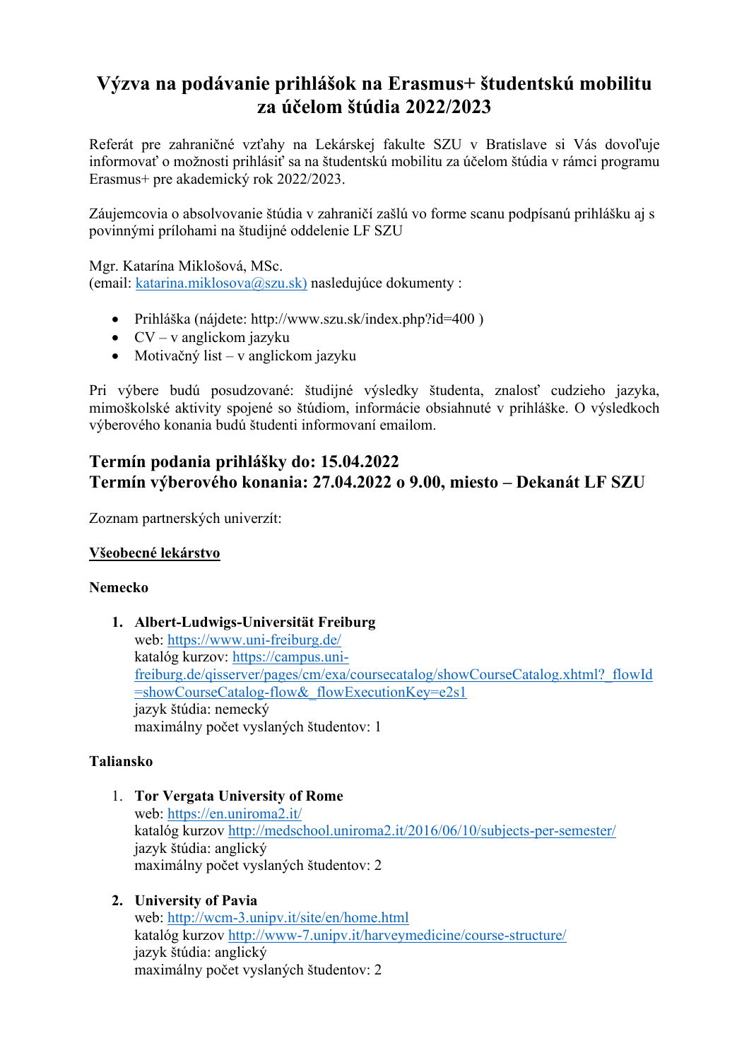# Výzva na podávanie prihlášok na Erasmus+ študentskú mobilitu za účelom štúdia 2022/2023

Referát pre zahraničné vzťahy na Lekárskej fakulte SZU v Bratislave si Vás dovoľuje informovať o možnosti prihlásiť sa na študentskú mobilitu za účelom štúdia v rámci programu Erasmus+ pre akademický rok 2022/2023.

Záujemcovia o absolvovanie štúdia v zahraničí zašlú vo forme scanu podpísanú prihlášku aj s povinnými prílohami na študijné oddelenie LF SZU

Mgr. Katarína Miklošová, MSc.
(email: katarina.miklosova@szu.sk) nasledujúce dokumenty :

- Prihláška (nájdete: http://www.szu.sk/index.php?id=400 )
- CV – v anglickom jazyku
- Motivačný list – v anglickom jazyku

Pri výbere budú posudzované: študijné výsledky študenta, znalosť cudzieho jazyka, mimoškolské aktivity spojené so štúdiom, informácie obsiahnuté v prihláške. O výsledkoch výberového konania budú študenti informovaní emailom.

## Termín podania prihlášky do: 15.04.2022
## Termín výberového konania: 27.04.2022 o 9.00, miesto – Dekanát LF SZU

Zoznam partnerských univerzít:

**<u>Všeobecné lekárstvo</u>**

**Nemecko**

1. **Albert-Ludwigs-Universität Freiburg**
   web: https://www.uni-freiburg.de/
   katalóg kurzov: https://campus.uni-freiburg.de/qisserver/pages/cm/exa/coursecatalog/showCourseCatalog.xhtml?_flowId=showCourseCatalog-flow&_flowExecutionKey=e2s1
   jazyk štúdia: nemecký
   maximálny počet vyslaných študentov: 1

**Taliansko**

1. **Tor Vergata University of Rome**
   web: https://en.uniroma2.it/
   katalóg kurzov http://medschool.uniroma2.it/2016/06/10/subjects-per-semester/
   jazyk štúdia: anglický
   maximálny počet vyslaných študentov: 2

2. **University of Pavia**
   web: http://wcm-3.unipv.it/site/en/home.html
   katalóg kurzov http://www-7.unipv.it/harveymedicine/course-structure/
   jazyk štúdia: anglický
   maximálny počet vyslaných študentov: 2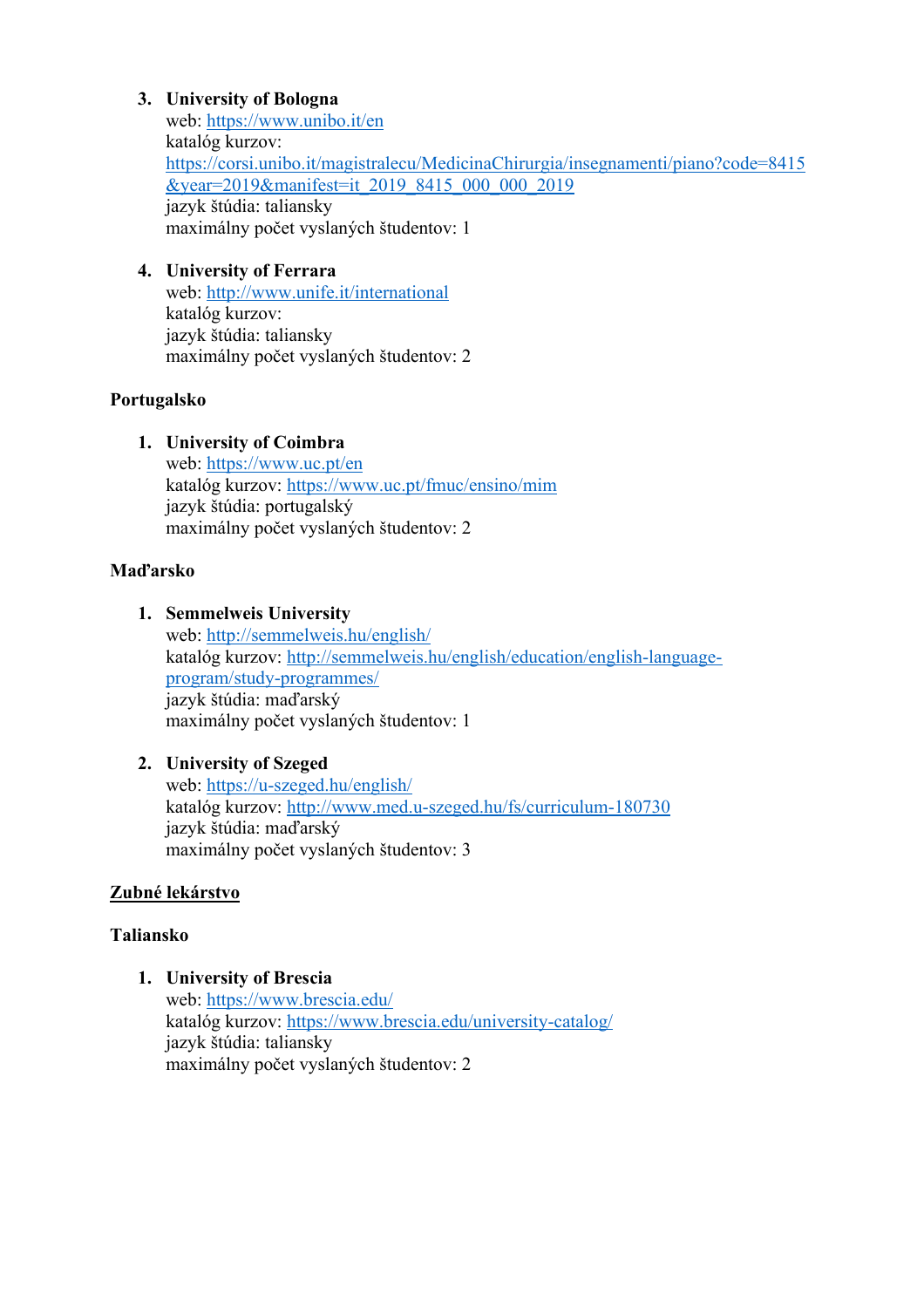3. **University of Bologna**
   web: https://www.unibo.it/en
   katalóg kurzov: https://corsi.unibo.it/magistralecu/MedicinaChirurgia/insegnamenti/piano?code=8415&year=2019&manifest=it_2019_8415_000_000_2019
   jazyk štúdia: taliansky
   maximálny počet vyslaných študentov: 1

4. **University of Ferrara**
   web: http://www.unife.it/international
   katalóg kurzov:
   jazyk štúdia: taliansky
   maximálny počet vyslaných študentov: 2

**Portugalsko**

1. **University of Coimbra**
   web: https://www.uc.pt/en
   katalóg kurzov: https://www.uc.pt/fmuc/ensino/mim
   jazyk štúdia: portugalský
   maximálny počet vyslaných študentov: 2

**Maďarsko**

1. **Semmelweis University**
   web: http://semmelweis.hu/english/
   katalóg kurzov: http://semmelweis.hu/english/education/english-language-program/study-programmes/
   jazyk štúdia: maďarský
   maximálny počet vyslaných študentov: 1

2. **University of Szeged**
   web: https://u-szeged.hu/english/
   katalóg kurzov: http://www.med.u-szeged.hu/fs/curriculum-180730
   jazyk štúdia: maďarský
   maximálny počet vyslaných študentov: 3

**Zubné lekárstvo**

**Taliansko**

1. **University of Brescia**
   web: https://www.brescia.edu/
   katalóg kurzov: https://www.brescia.edu/university-catalog/
   jazyk štúdia: taliansky
   maximálny počet vyslaných študentov: 2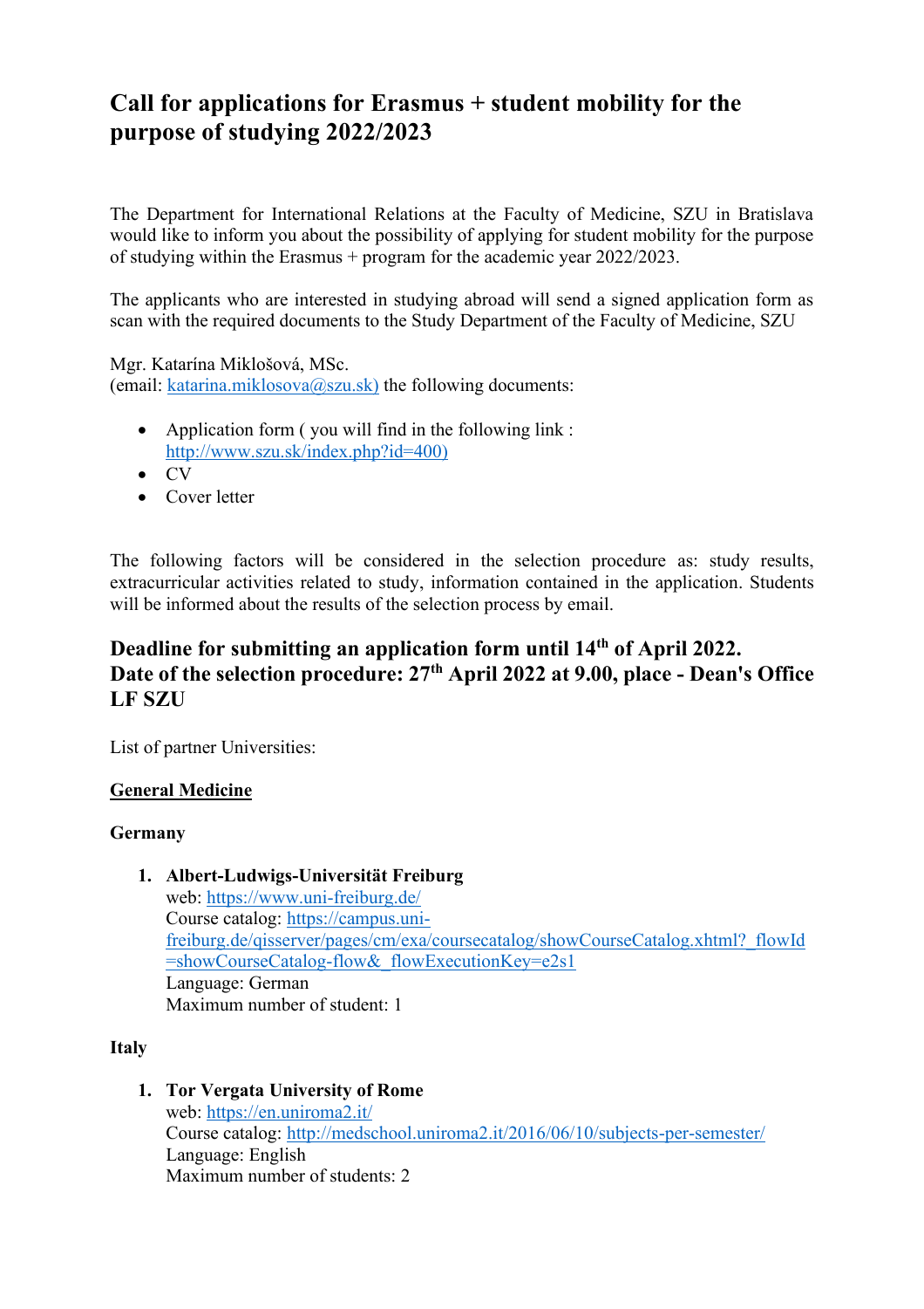# Call for applications for Erasmus + student mobility for the purpose of studying 2022/2023

The Department for International Relations at the Faculty of Medicine, SZU in Bratislava would like to inform you about the possibility of applying for student mobility for the purpose of studying within the Erasmus + program for the academic year 2022/2023.

The applicants who are interested in studying abroad will send a signed application form as scan with the required documents to the Study Department of the Faculty of Medicine, SZU

Mgr. Katarína Miklošová, MSc.
(email: katarina.miklosova@szu.sk) the following documents:

- Application form ( you will find in the following link : http://www.szu.sk/index.php?id=400)
- CV
- Cover letter

The following factors will be considered in the selection procedure as: study results, extracurricular activities related to study, information contained in the application. Students will be informed about the results of the selection process by email.

## Deadline for submitting an application form until 14th of April 2022.
## Date of the selection procedure: 27th April 2022 at 9.00, place - Dean's Office LF SZU

List of partner Universities:

**General Medicine**

**Germany**

1. **Albert-Ludwigs-Universität Freiburg**
   web: https://www.uni-freiburg.de/
   Course catalog: https://campus.uni-freiburg.de/qisserver/pages/cm/exa/coursecatalog/showCourseCatalog.xhtml?_flowId=showCourseCatalog-flow&_flowExecutionKey=e2s1
   Language: German
   Maximum number of student: 1

**Italy**

1. **Tor Vergata University of Rome**
   web: https://en.uniroma2.it/
   Course catalog: http://medschool.uniroma2.it/2016/06/10/subjects-per-semester/
   Language: English
   Maximum number of students: 2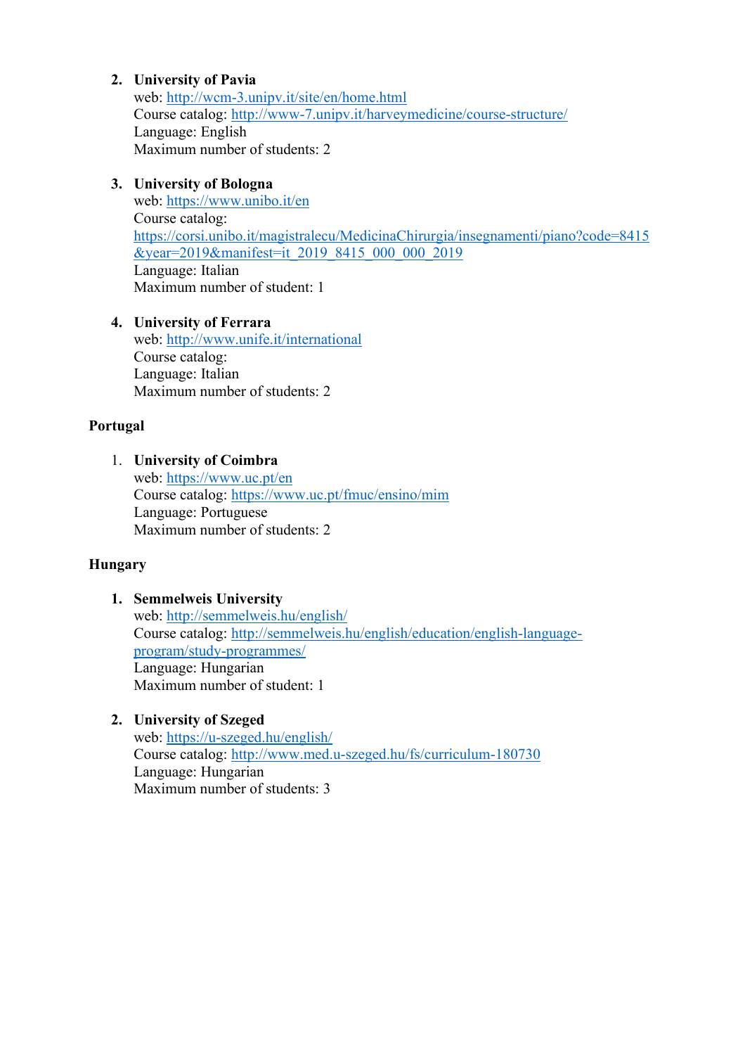2. **University of Pavia**
   web: http://wcm-3.unipv.it/site/en/home.html
   Course catalog: http://www-7.unipv.it/harveymedicine/course-structure/
   Language: English
   Maximum number of students: 2

3. **University of Bologna**
   web: https://www.unibo.it/en
   Course catalog:
   https://corsi.unibo.it/magistralecu/MedicinaChirurgia/insegnamenti/piano?code=8415&year=2019&manifest=it_2019_8415_000_000_2019
   Language: Italian
   Maximum number of student: 1

4. **University of Ferrara**
   web: http://www.unife.it/international
   Course catalog:
   Language: Italian
   Maximum number of students: 2

**Portugal**

1. **University of Coimbra**
   web: https://www.uc.pt/en
   Course catalog: https://www.uc.pt/fmuc/ensino/mim
   Language: Portuguese
   Maximum number of students: 2

**Hungary**

1. **Semmelweis University**
   web: http://semmelweis.hu/english/
   Course catalog: http://semmelweis.hu/english/education/english-language-program/study-programmes/
   Language: Hungarian
   Maximum number of student: 1

2. **University of Szeged**
   web: https://u-szeged.hu/english/
   Course catalog: http://www.med.u-szeged.hu/fs/curriculum-180730
   Language: Hungarian
   Maximum number of students: 3